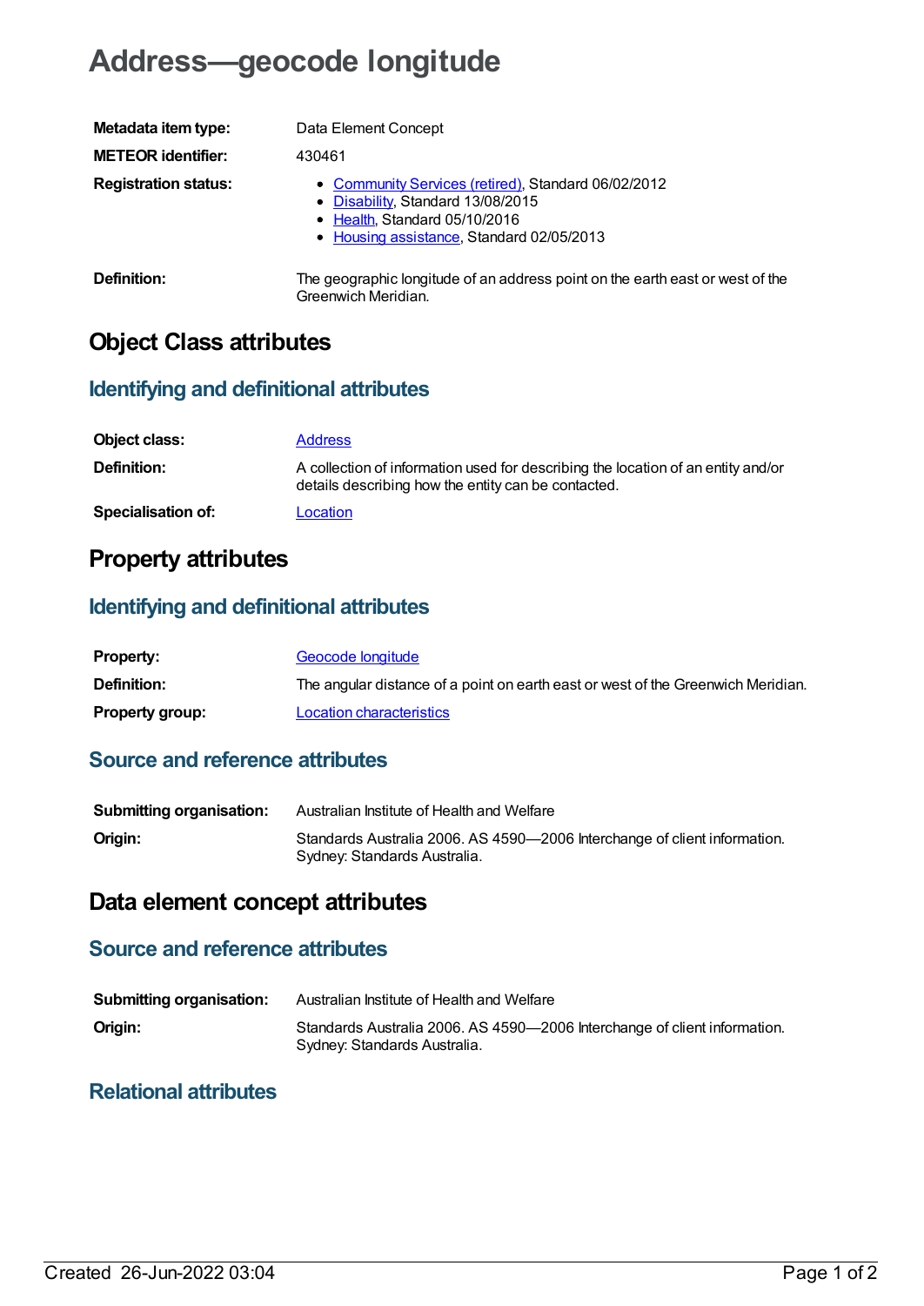# Address—geocode longitude

| | |
|---|---|
| **Metadata item type:** | Data Element Concept |
| **METEOR identifier:** | 430461 |
| **Registration status:** | • Community Services (retired), Standard 06/02/2012<br>• Disability, Standard 13/08/2015<br>• Health, Standard 05/10/2016<br>• Housing assistance, Standard 02/05/2013 |
| **Definition:** | The geographic longitude of an address point on the earth east or west of the Greenwich Meridian. |

## Object Class attributes

### Identifying and definitional attributes

| | |
|---|---|
| **Object class:** | Address |
| **Definition:** | A collection of information used for describing the location of an entity and/or details describing how the entity can be contacted. |
| **Specialisation of:** | Location |

## Property attributes

### Identifying and definitional attributes

| | |
|---|---|
| **Property:** | Geocode longitude |
| **Definition:** | The angular distance of a point on earth east or west of the Greenwich Meridian. |
| **Property group:** | Location characteristics |

### Source and reference attributes

| | |
|---|---|
| **Submitting organisation:** | Australian Institute of Health and Welfare |
| **Origin:** | Standards Australia 2006. AS 4590—2006 Interchange of client information. Sydney: Standards Australia. |

## Data element concept attributes

### Source and reference attributes

| | |
|---|---|
| **Submitting organisation:** | Australian Institute of Health and Welfare |
| **Origin:** | Standards Australia 2006. AS 4590—2006 Interchange of client information. Sydney: Standards Australia. |

### Relational attributes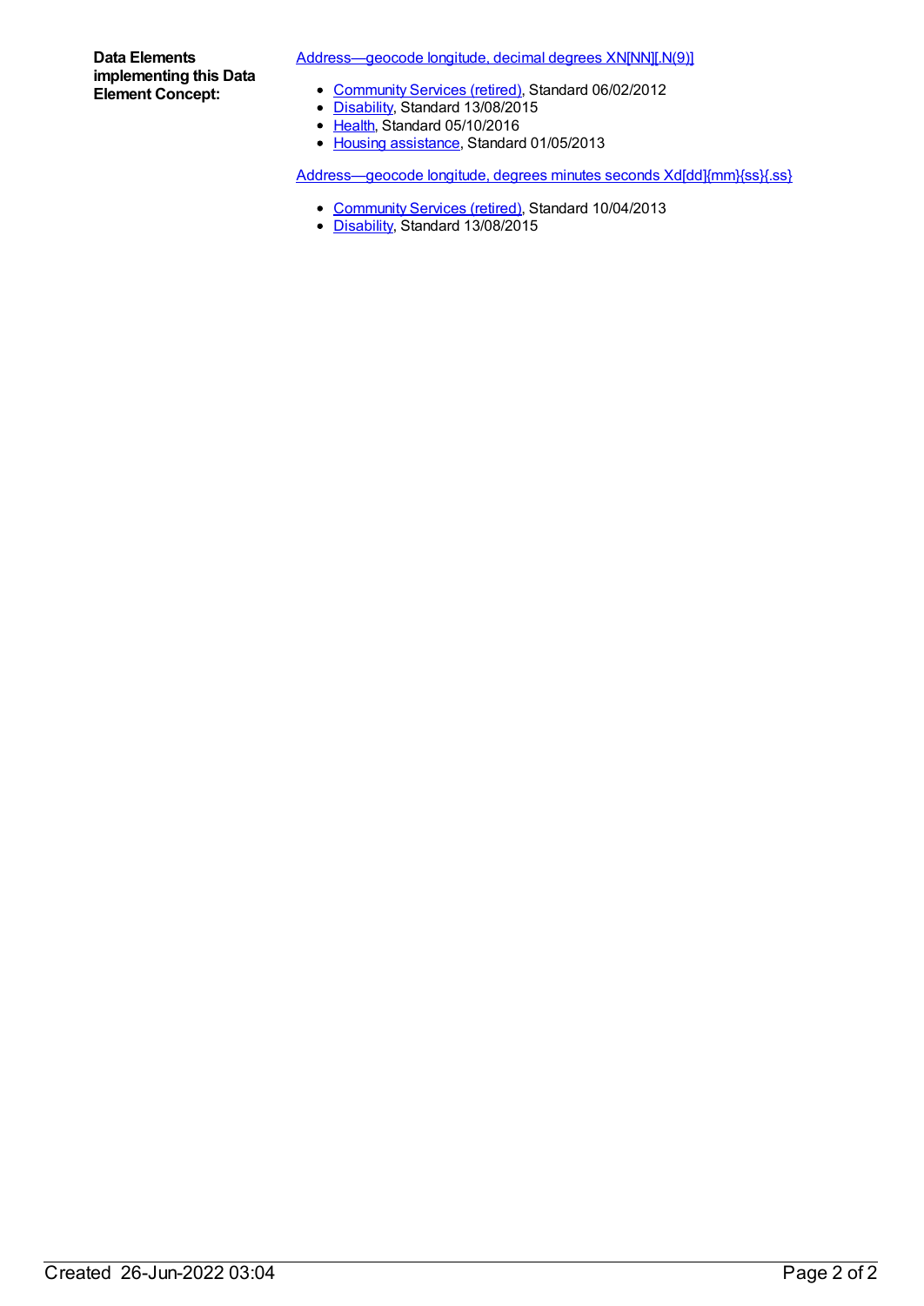**Data Elements implementing this Data Element Concept:**

Address—geocode longitude, decimal degrees XN[NN][.N(9)]

- Community Services (retired), Standard 06/02/2012
- Disability, Standard 13/08/2015
- Health, Standard 05/10/2016
- Housing assistance, Standard 01/05/2013

Address—geocode longitude, degrees minutes seconds Xd[dd]{mm}{ss}{.ss}

- Community Services (retired), Standard 10/04/2013
- Disability, Standard 13/08/2015